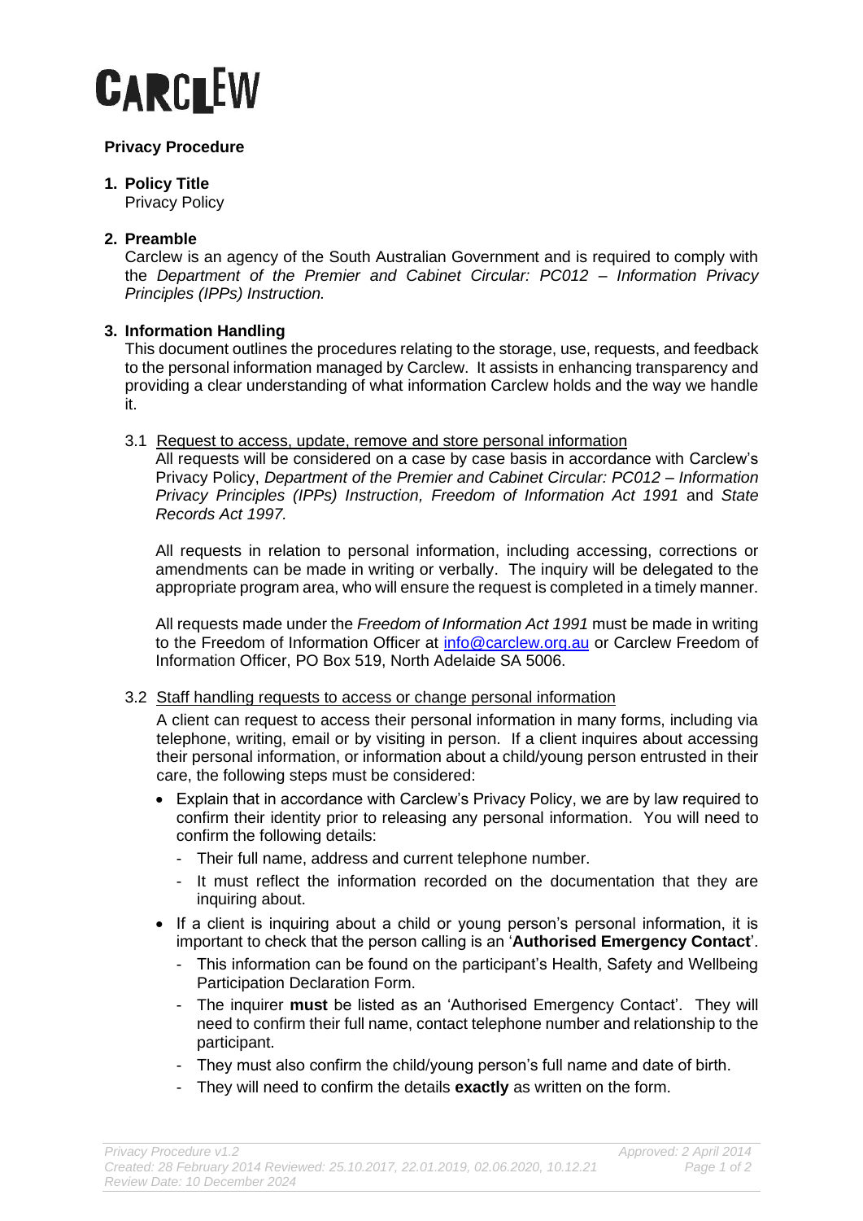CARCLEW

**Privacy Procedure**

1. **Policy Title**
   Privacy Policy

2. **Preamble**
   Carclew is an agency of the South Australian Government and is required to comply with the *Department of the Premier and Cabinet Circular: PC012 – Information Privacy Principles (IPPs) Instruction.*

3. **Information Handling**
   This document outlines the procedures relating to the storage, use, requests, and feedback to the personal information managed by Carclew. It assists in enhancing transparency and providing a clear understanding of what information Carclew holds and the way we handle it.

   3.1 <u>Request to access, update, remove and store personal information</u>
   All requests will be considered on a case by case basis in accordance with Carclew's Privacy Policy, *Department of the Premier and Cabinet Circular: PC012 – Information Privacy Principles (IPPs) Instruction, Freedom of Information Act 1991* and *State Records Act 1997.*

   All requests in relation to personal information, including accessing, corrections or amendments can be made in writing or verbally. The inquiry will be delegated to the appropriate program area, who will ensure the request is completed in a timely manner.

   All requests made under the *Freedom of Information Act 1991* must be made in writing to the Freedom of Information Officer at info@carclew.org.au or Carclew Freedom of Information Officer, PO Box 519, North Adelaide SA 5006.

   3.2 <u>Staff handling requests to access or change personal information</u>
   A client can request to access their personal information in many forms, including via telephone, writing, email or by visiting in person. If a client inquires about accessing their personal information, or information about a child/young person entrusted in their care, the following steps must be considered:

   - Explain that in accordance with Carclew's Privacy Policy, we are by law required to confirm their identity prior to releasing any personal information. You will need to confirm the following details:
     - Their full name, address and current telephone number.
     - It must reflect the information recorded on the documentation that they are inquiring about.
   - If a client is inquiring about a child or young person's personal information, it is important to check that the person calling is an '**Authorised Emergency Contact**'.
     - This information can be found on the participant's Health, Safety and Wellbeing Participation Declaration Form.
     - The inquirer **must** be listed as an 'Authorised Emergency Contact'. They will need to confirm their full name, contact telephone number and relationship to the participant.
     - They must also confirm the child/young person's full name and date of birth.
     - They will need to confirm the details **exactly** as written on the form.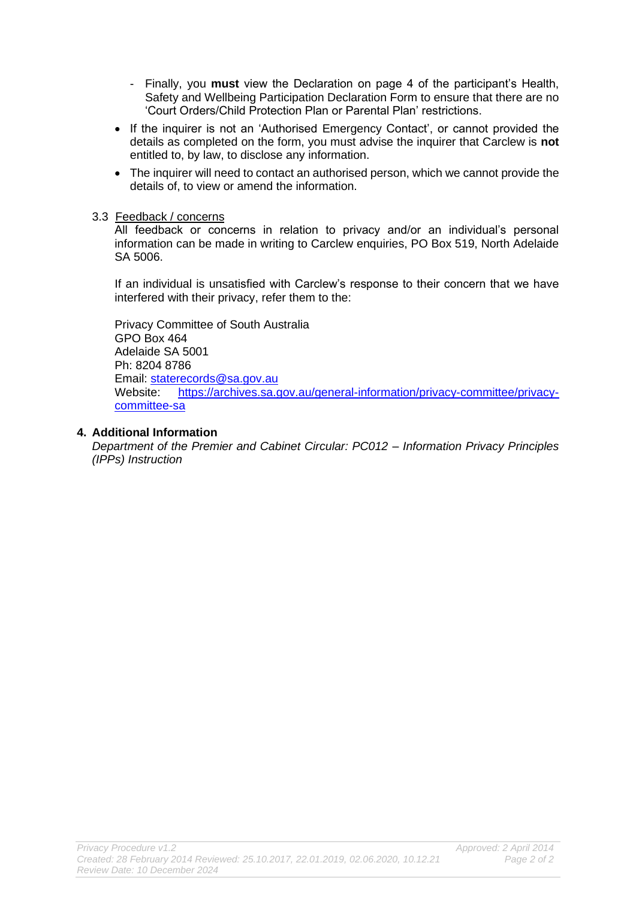- Finally, you **must** view the Declaration on page 4 of the participant's Health, Safety and Wellbeing Participation Declaration Form to ensure that there are no 'Court Orders/Child Protection Plan or Parental Plan' restrictions.

- If the inquirer is not an 'Authorised Emergency Contact', or cannot provided the details as completed on the form, you must advise the inquirer that Carclew is **not** entitled to, by law, to disclose any information.
- The inquirer will need to contact an authorised person, which we cannot provide the details of, to view or amend the information.

### 3.3 Feedback / concerns

All feedback or concerns in relation to privacy and/or an individual's personal information can be made in writing to Carclew enquiries, PO Box 519, North Adelaide SA 5006.

If an individual is unsatisfied with Carclew's response to their concern that we have interfered with their privacy, refer them to the:

Privacy Committee of South Australia
GPO Box 464
Adelaide SA 5001
Ph: 8204 8786
Email: staterecords@sa.gov.au
Website: https://archives.sa.gov.au/general-information/privacy-committee/privacy-committee-sa

## 4. Additional Information

*Department of the Premier and Cabinet Circular: PC012 – Information Privacy Principles (IPPs) Instruction*

*Privacy Procedure v1.2*
*Approved: 2 April 2014*
*Created: 28 February 2014 Reviewed: 25.10.2017, 22.01.2019, 02.06.2020, 10.12.21*
*Review Date: 10 December 2024*